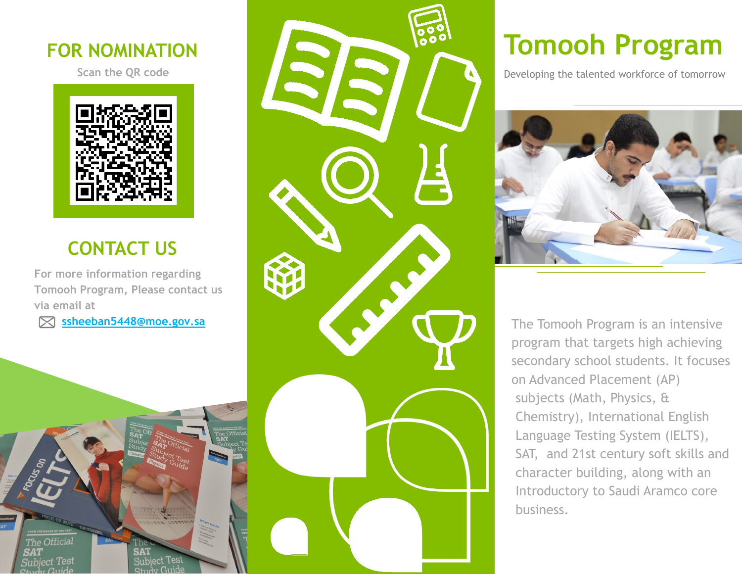## FOR NOMINATION

Scan the QR code

## CONTACT US

For more information regarding Tomooh Program, Please contact us via email at

ssheeban5448@moe.gov.sa

# Tomooh Program

Developing the talented workforce of tomorrow

The Tomooh Program is an intensive program that targets high achieving secondary school students. It focuses on Advanced Placement (AP) subjects (Math, Physics, & Chemistry), International English Language Testing System (IELTS), SAT, and 21st century soft skills and character building, along with an Introductory to Saudi Aramco core business.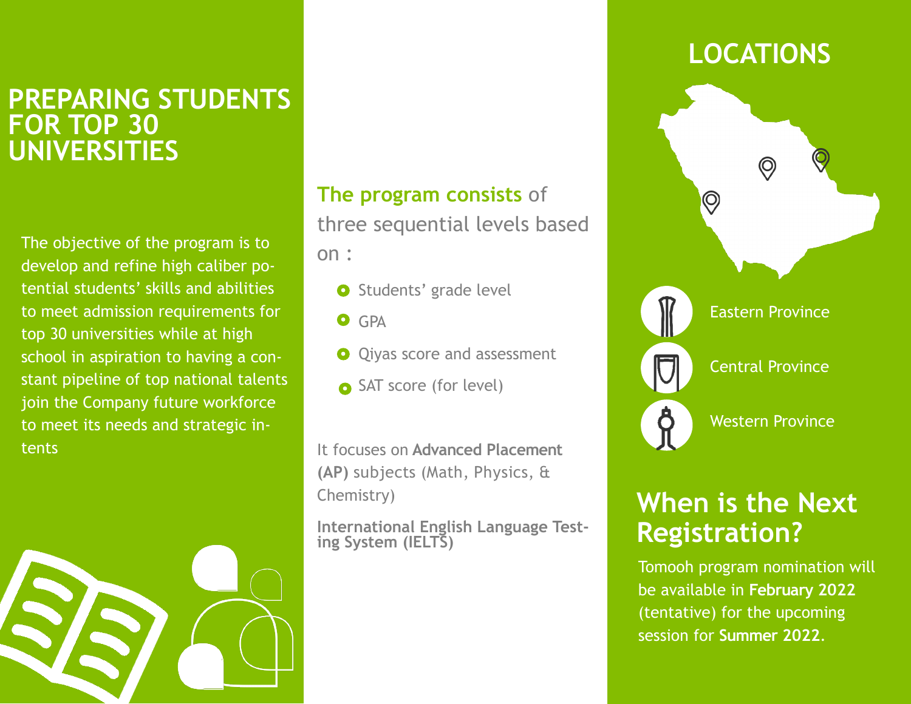# PREPARING STUDENTS FOR TOP 30 UNIVERSITIES

The objective of the program is to develop and refine high caliber potential students' skills and abilities to meet admission requirements for top 30 universities while at high school in aspiration to having a constant pipeline of top national talents join the Company future workforce to meet its needs and strategic intents

**The program consists** of three sequential levels based on :

- Students' grade level
- GPA
- Qiyas score and assessment
- SAT score (for level)

It focuses on **Advanced Placement (AP)** subjects (Math, Physics, & Chemistry)

**International English Language Testing System (IELTS)**

# LOCATIONS

Eastern Province

Central Province

Western Province

## When is the Next Registration?

Tomooh program nomination will be available in **February 2022** (tentative) for the upcoming session for **Summer 2022**.